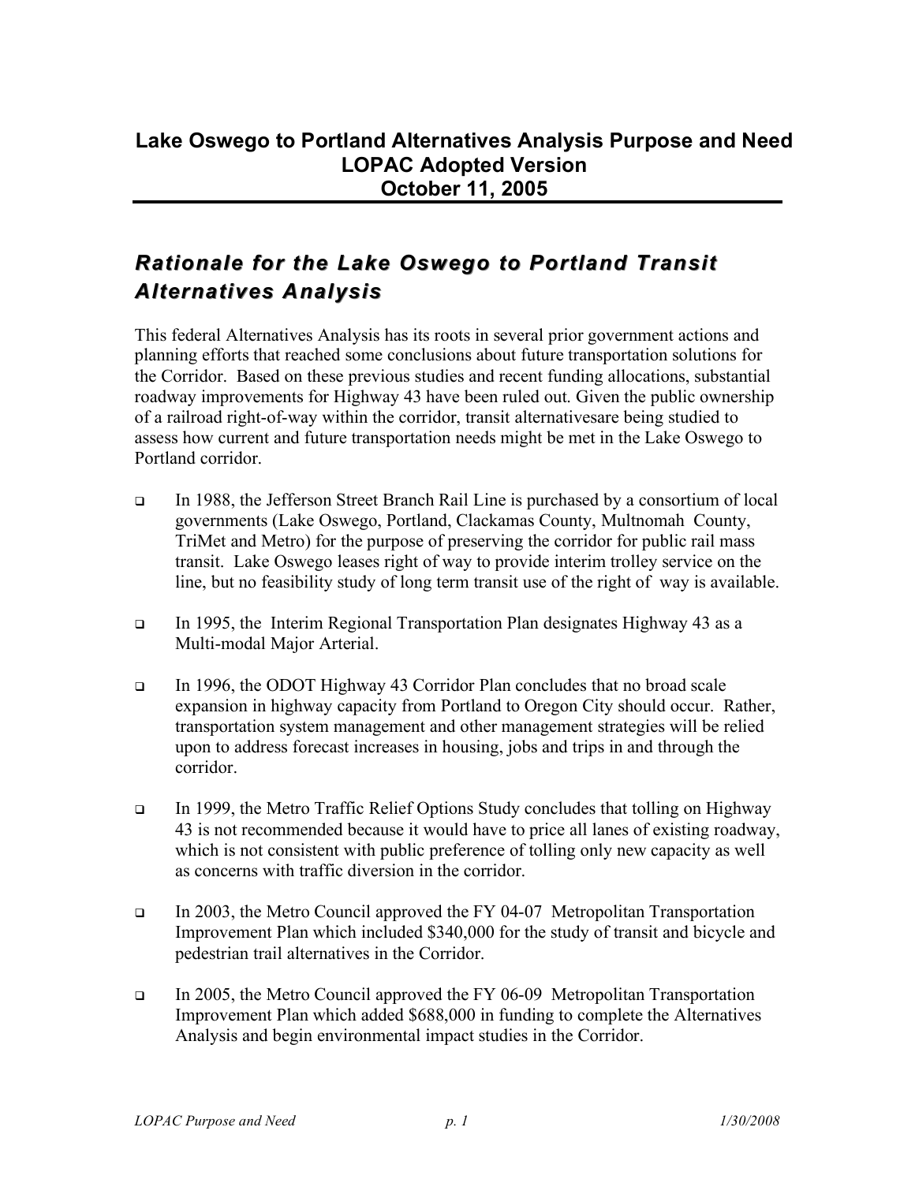# Lake Oswego to Portland Alternatives Analysis Purpose and Need
# LOPAC Adopted Version
# October 11, 2005

## *Rationale for the Lake Oswego to Portland Transit Alternatives Analysis*

This federal Alternatives Analysis has its roots in several prior government actions and planning efforts that reached some conclusions about future transportation solutions for the Corridor. Based on these previous studies and recent funding allocations, substantial roadway improvements for Highway 43 have been ruled out. Given the public ownership of a railroad right-of-way within the corridor, transit alternativesare being studied to assess how current and future transportation needs might be met in the Lake Oswego to Portland corridor.

- In 1988, the Jefferson Street Branch Rail Line is purchased by a consortium of local governments (Lake Oswego, Portland, Clackamas County, Multnomah County, TriMet and Metro) for the purpose of preserving the corridor for public rail mass transit. Lake Oswego leases right of way to provide interim trolley service on the line, but no feasibility study of long term transit use of the right of way is available.

- In 1995, the Interim Regional Transportation Plan designates Highway 43 as a Multi-modal Major Arterial.

- In 1996, the ODOT Highway 43 Corridor Plan concludes that no broad scale expansion in highway capacity from Portland to Oregon City should occur. Rather, transportation system management and other management strategies will be relied upon to address forecast increases in housing, jobs and trips in and through the corridor.

- In 1999, the Metro Traffic Relief Options Study concludes that tolling on Highway 43 is not recommended because it would have to price all lanes of existing roadway, which is not consistent with public preference of tolling only new capacity as well as concerns with traffic diversion in the corridor.

- In 2003, the Metro Council approved the FY 04-07 Metropolitan Transportation Improvement Plan which included $340,000 for the study of transit and bicycle and pedestrian trail alternatives in the Corridor.

- In 2005, the Metro Council approved the FY 06-09 Metropolitan Transportation Improvement Plan which added $688,000 in funding to complete the Alternatives Analysis and begin environmental impact studies in the Corridor.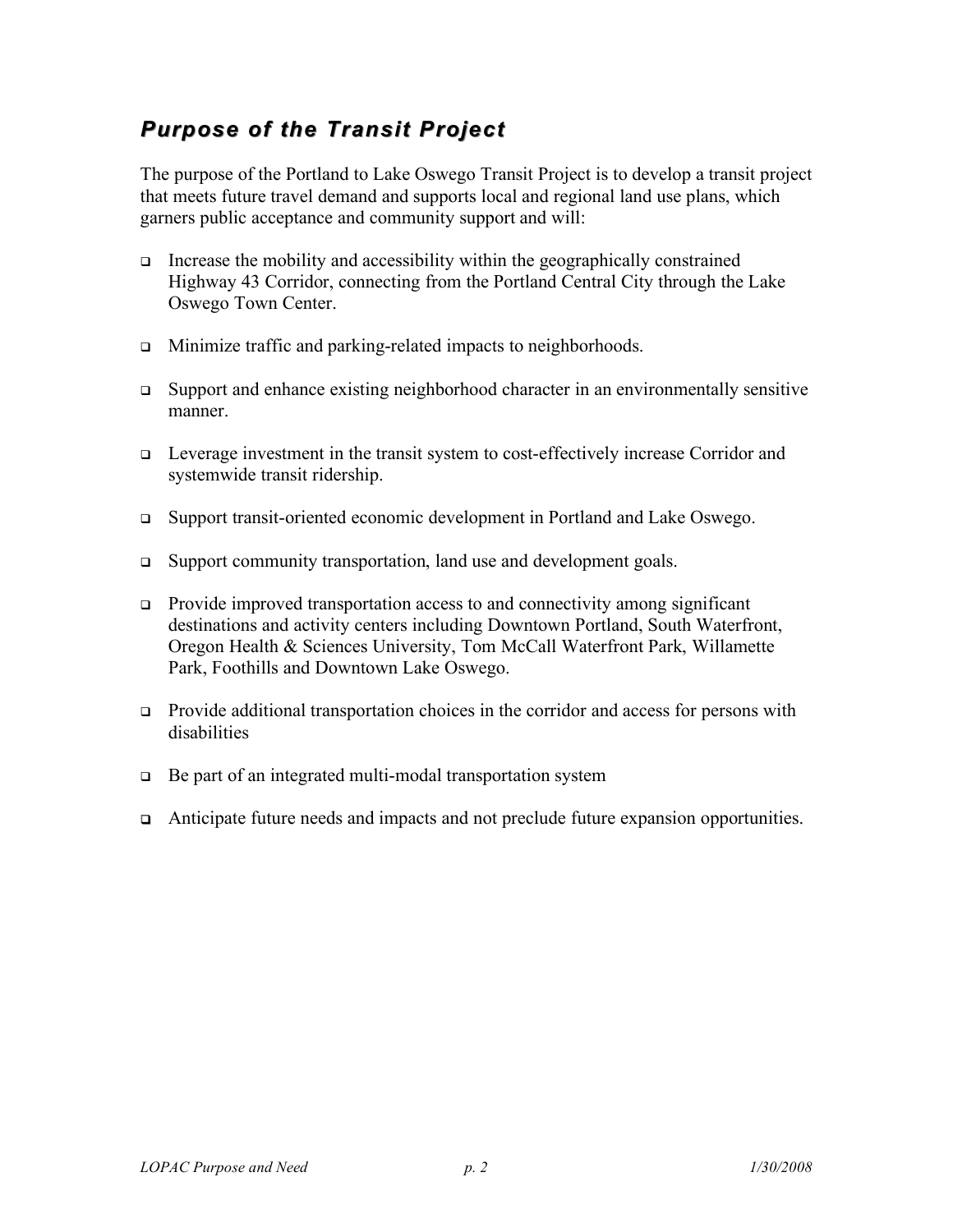## *Purpose of the Transit Project*

The purpose of the Portland to Lake Oswego Transit Project is to develop a transit project that meets future travel demand and supports local and regional land use plans, which garners public acceptance and community support and will:

- Increase the mobility and accessibility within the geographically constrained Highway 43 Corridor, connecting from the Portland Central City through the Lake Oswego Town Center.
- Minimize traffic and parking-related impacts to neighborhoods.
- Support and enhance existing neighborhood character in an environmentally sensitive manner.
- Leverage investment in the transit system to cost-effectively increase Corridor and systemwide transit ridership.
- Support transit-oriented economic development in Portland and Lake Oswego.
- Support community transportation, land use and development goals.
- Provide improved transportation access to and connectivity among significant destinations and activity centers including Downtown Portland, South Waterfront, Oregon Health & Sciences University, Tom McCall Waterfront Park, Willamette Park, Foothills and Downtown Lake Oswego.
- Provide additional transportation choices in the corridor and access for persons with disabilities
- Be part of an integrated multi-modal transportation system
- Anticipate future needs and impacts and not preclude future expansion opportunities.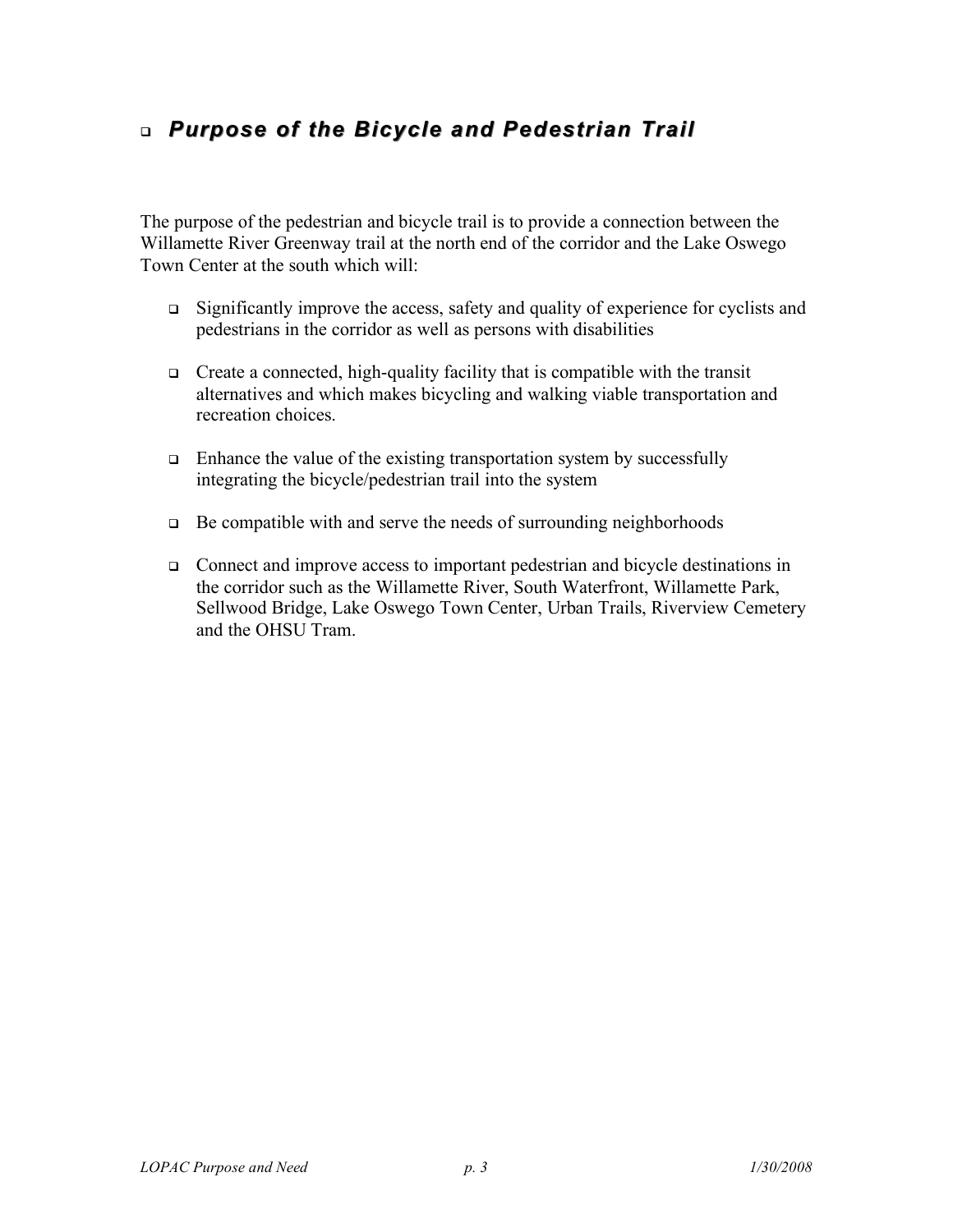## *Purpose of the Bicycle and Pedestrian Trail*

The purpose of the pedestrian and bicycle trail is to provide a connection between the Willamette River Greenway trail at the north end of the corridor and the Lake Oswego Town Center at the south which will:

- Significantly improve the access, safety and quality of experience for cyclists and pedestrians in the corridor as well as persons with disabilities
- Create a connected, high-quality facility that is compatible with the transit alternatives and which makes bicycling and walking viable transportation and recreation choices.
- Enhance the value of the existing transportation system by successfully integrating the bicycle/pedestrian trail into the system
- Be compatible with and serve the needs of surrounding neighborhoods
- Connect and improve access to important pedestrian and bicycle destinations in the corridor such as the Willamette River, South Waterfront, Willamette Park, Sellwood Bridge, Lake Oswego Town Center, Urban Trails, Riverview Cemetery and the OHSU Tram.